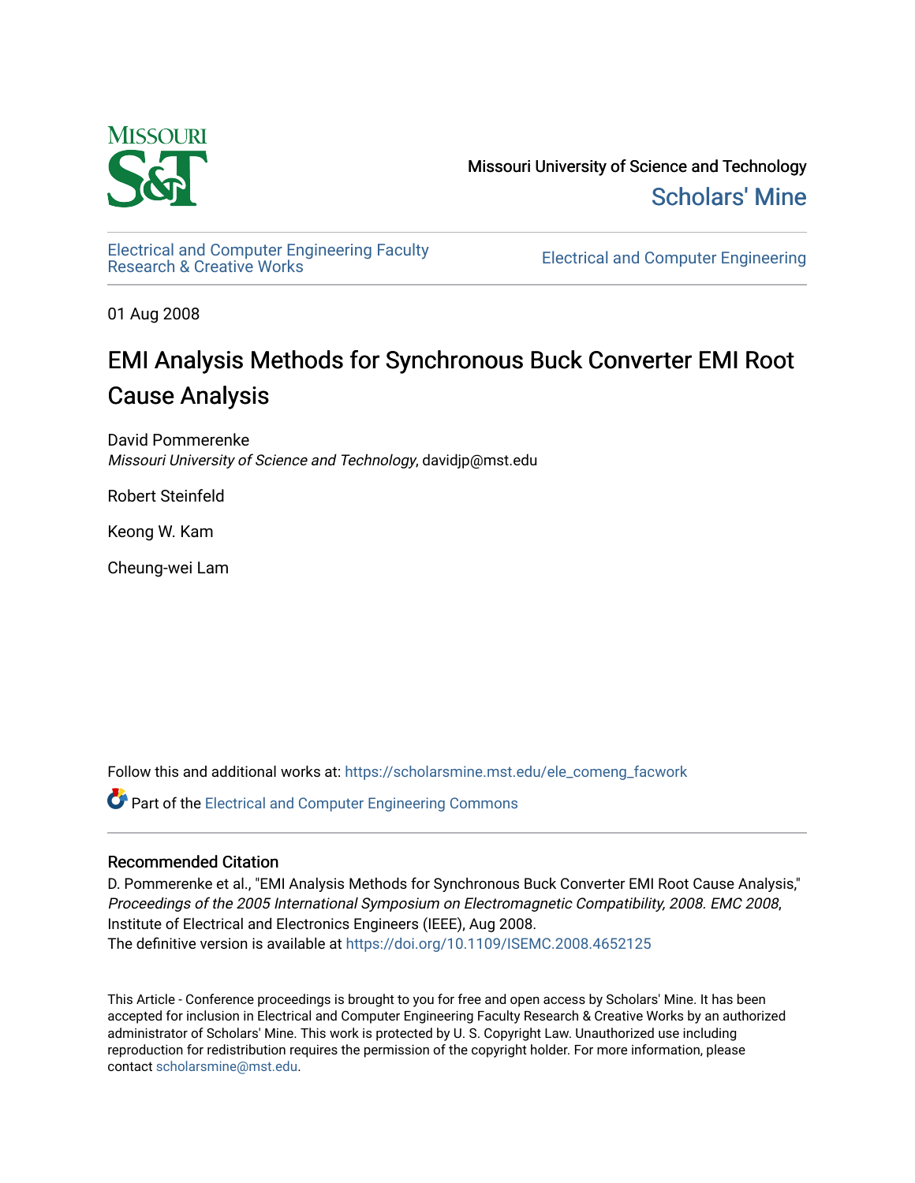Missouri University of Science and Technology

Scholars' Mine

Electrical and Computer Engineering Faculty Research & Creative Works

Electrical and Computer Engineering

01 Aug 2008

# EMI Analysis Methods for Synchronous Buck Converter EMI Root Cause Analysis

David Pommerenke
*Missouri University of Science and Technology*, davidjp@mst.edu

Robert Steinfeld

Keong W. Kam

Cheung-wei Lam

Follow this and additional works at: https://scholarsmine.mst.edu/ele_comeng_facwork

Part of the Electrical and Computer Engineering Commons

## Recommended Citation

D. Pommerenke et al., "EMI Analysis Methods for Synchronous Buck Converter EMI Root Cause Analysis," *Proceedings of the 2005 International Symposium on Electromagnetic Compatibility, 2008. EMC 2008*, Institute of Electrical and Electronics Engineers (IEEE), Aug 2008.
The definitive version is available at https://doi.org/10.1109/ISEMC.2008.4652125

This Article - Conference proceedings is brought to you for free and open access by Scholars' Mine. It has been accepted for inclusion in Electrical and Computer Engineering Faculty Research & Creative Works by an authorized administrator of Scholars' Mine. This work is protected by U. S. Copyright Law. Unauthorized use including reproduction for redistribution requires the permission of the copyright holder. For more information, please contact scholarsmine@mst.edu.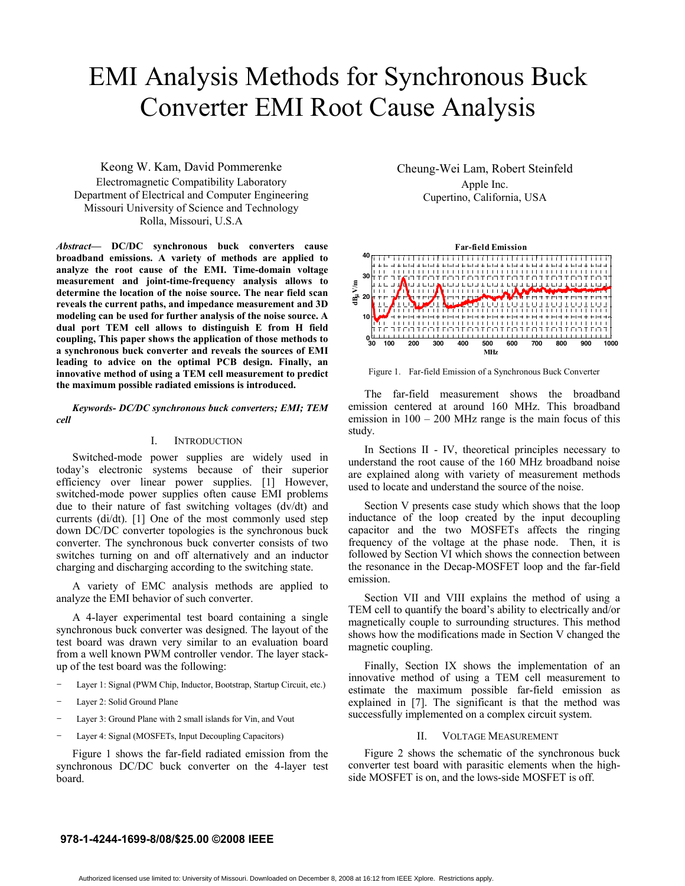# EMI Analysis Methods for Synchronous Buck Converter EMI Root Cause Analysis

Keong W. Kam, David Pommerenke
Electromagnetic Compatibility Laboratory
Department of Electrical and Computer Engineering
Missouri University of Science and Technology
Rolla, Missouri, U.S.A

Cheung-Wei Lam, Robert Steinfeld
Apple Inc.
Cupertino, California, USA

***Abstract*— DC/DC synchronous buck converters cause broadband emissions. A variety of methods are applied to analyze the root cause of the EMI. Time-domain voltage measurement and joint-time-frequency analysis allows to determine the location of the noise source. The near field scan reveals the current paths, and impedance measurement and 3D modeling can be used for further analysis of the noise source. A dual port TEM cell allows to distinguish E from H field coupling, This paper shows the application of those methods to a synchronous buck converter and reveals the sources of EMI leading to advice on the optimal PCB design. Finally, an innovative method of using a TEM cell measurement to predict the maximum possible radiated emissions is introduced.**

***Keywords- DC/DC synchronous buck converters; EMI; TEM cell***

## I. Introduction

Switched-mode power supplies are widely used in today's electronic systems because of their superior efficiency over linear power supplies. [1] However, switched-mode power supplies often cause EMI problems due to their nature of fast switching voltages (dv/dt) and currents (di/dt). [1] One of the most commonly used step down DC/DC converter topologies is the synchronous buck converter. The synchronous buck converter consists of two switches turning on and off alternatively and an inductor charging and discharging according to the switching state.

A variety of EMC analysis methods are applied to analyze the EMI behavior of such converter.

A 4-layer experimental test board containing a single synchronous buck converter was designed. The layout of the test board was drawn very similar to an evaluation board from a well known PWM controller vendor. The layer stack-up of the test board was the following:

- Layer 1: Signal (PWM Chip, Inductor, Bootstrap, Startup Circuit, etc.)
- Layer 2: Solid Ground Plane
- Layer 3: Ground Plane with 2 small islands for Vin, and Vout
- Layer 4: Signal (MOSFETs, Input Decoupling Capacitors)

Figure 1 shows the far-field radiated emission from the synchronous DC/DC buck converter on the 4-layer test board.

Figure 1. Far-field Emission of a Synchronous Buck Converter

The far-field measurement shows the broadband emission centered at around 160 MHz. This broadband emission in 100 – 200 MHz range is the main focus of this study.

In Sections II - IV, theoretical principles necessary to understand the root cause of the 160 MHz broadband noise are explained along with variety of measurement methods used to locate and understand the source of the noise.

Section V presents case study which shows that the loop inductance of the loop created by the input decoupling capacitor and the two MOSFETs affects the ringing frequency of the voltage at the phase node. Then, it is followed by Section VI which shows the connection between the resonance in the Decap-MOSFET loop and the far-field emission.

Section VII and VIII explains the method of using a TEM cell to quantify the board's ability to electrically and/or magnetically couple to surrounding structures. This method shows how the modifications made in Section V changed the magnetic coupling.

Finally, Section IX shows the implementation of an innovative method of using a TEM cell measurement to estimate the maximum possible far-field emission as explained in [7]. The significant is that the method was successfully implemented on a complex circuit system.

## II. Voltage Measurement

Figure 2 shows the schematic of the synchronous buck converter test board with parasitic elements when the high-side MOSFET is on, and the lows-side MOSFET is off.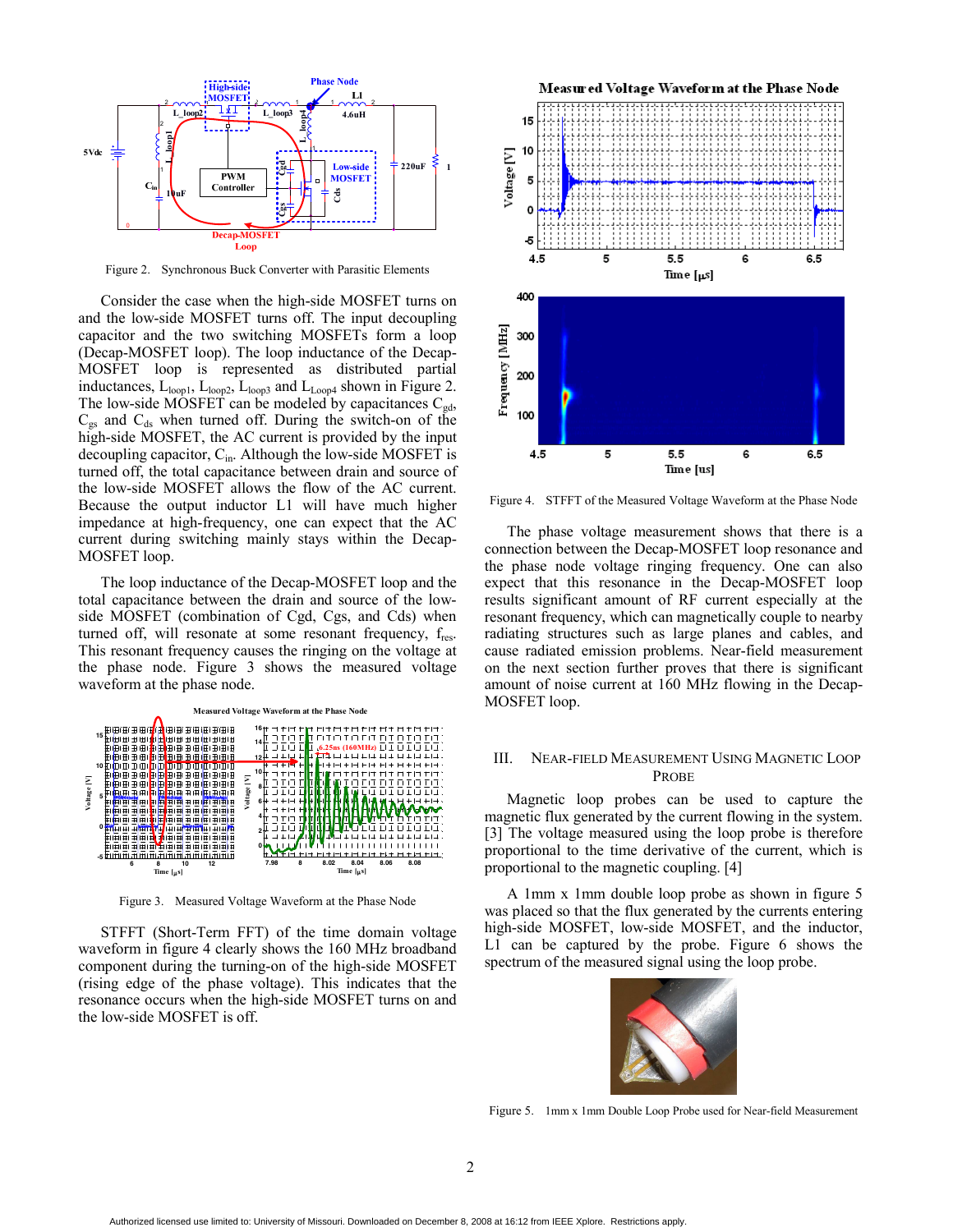Figure 2. Synchronous Buck Converter with Parasitic Elements

Consider the case when the high-side MOSFET turns on and the low-side MOSFET turns off. The input decoupling capacitor and the two switching MOSFETs form a loop (Decap-MOSFET loop). The loop inductance of the Decap-MOSFET loop is represented as distributed partial inductances, $L_{loop1}$, $L_{loop2}$, $L_{loop3}$ and $L_{Loop4}$ shown in Figure 2. The low-side MOSFET can be modeled by capacitances $C_{gd}$, $C_{gs}$ and $C_{ds}$ when turned off. During the switch-on of the high-side MOSFET, the AC current is provided by the input decoupling capacitor, $C_{in}$. Although the low-side MOSFET is turned off, the total capacitance between drain and source of the low-side MOSFET allows the flow of the AC current. Because the output inductor L1 will have much higher impedance at high-frequency, one can expect that the AC current during switching mainly stays within the Decap-MOSFET loop.

The loop inductance of the Decap-MOSFET loop and the total capacitance between the drain and source of the low-side MOSFET (combination of Cgd, Cgs, and Cds) when turned off, will resonate at some resonant frequency, $f_{res}$. This resonant frequency causes the ringing on the voltage at the phase node. Figure 3 shows the measured voltage waveform at the phase node.

Figure 3. Measured Voltage Waveform at the Phase Node

STFFT (Short-Term FFT) of the time domain voltage waveform in figure 4 clearly shows the 160 MHz broadband component during the turning-on of the high-side MOSFET (rising edge of the phase voltage). This indicates that the resonance occurs when the high-side MOSFET turns on and the low-side MOSFET is off.

Figure 4. STFFT of the Measured Voltage Waveform at the Phase Node

The phase voltage measurement shows that there is a connection between the Decap-MOSFET loop resonance and the phase node voltage ringing frequency. One can also expect that this resonance in the Decap-MOSFET loop results significant amount of RF current especially at the resonant frequency, which can magnetically couple to nearby radiating structures such as large planes and cables, and cause radiated emission problems. Near-field measurement on the next section further proves that there is significant amount of noise current at 160 MHz flowing in the Decap-MOSFET loop.

## III. Near-Field Measurement Using Magnetic Loop Probe

Magnetic loop probes can be used to capture the magnetic flux generated by the current flowing in the system. [3] The voltage measured using the loop probe is therefore proportional to the time derivative of the current, which is proportional to the magnetic coupling. [4]

A 1mm x 1mm double loop probe as shown in figure 5 was placed so that the flux generated by the currents entering high-side MOSFET, low-side MOSFET, and the inductor, L1 can be captured by the probe. Figure 6 shows the spectrum of the measured signal using the loop probe.

Figure 5. 1mm x 1mm Double Loop Probe used for Near-field Measurement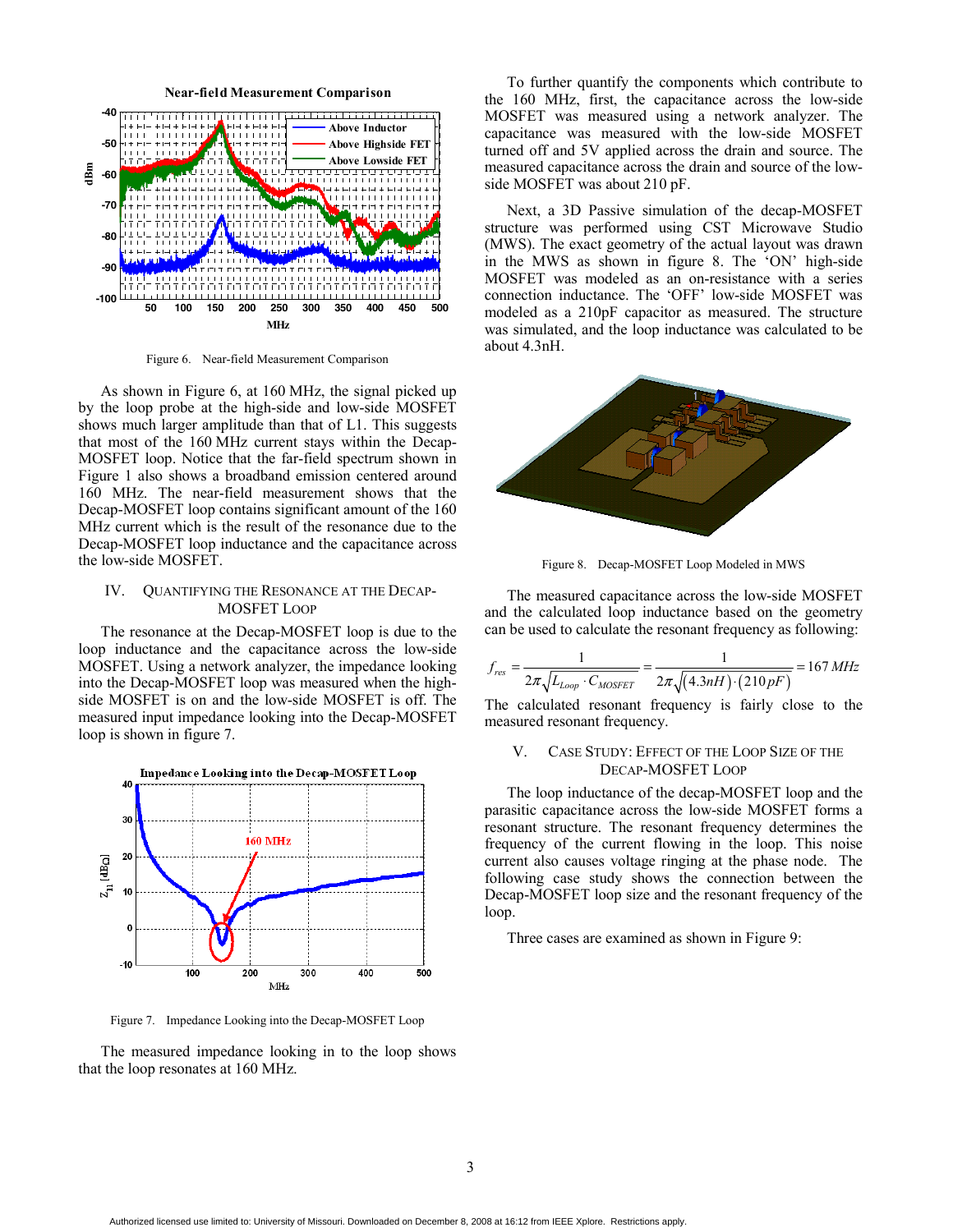Figure 6. Near-field Measurement Comparison

As shown in Figure 6, at 160 MHz, the signal picked up by the loop probe at the high-side and low-side MOSFET shows much larger amplitude than that of L1. This suggests that most of the 160 MHz current stays within the Decap-MOSFET loop. Notice that the far-field spectrum shown in Figure 1 also shows a broadband emission centered around 160 MHz. The near-field measurement shows that the Decap-MOSFET loop contains significant amount of the 160 MHz current which is the result of the resonance due to the Decap-MOSFET loop inductance and the capacitance across the low-side MOSFET.

## IV. Quantifying the Resonance at the Decap-MOSFET Loop

The resonance at the Decap-MOSFET loop is due to the loop inductance and the capacitance across the low-side MOSFET. Using a network analyzer, the impedance looking into the Decap-MOSFET loop was measured when the high-side MOSFET is on and the low-side MOSFET is off. The measured input impedance looking into the Decap-MOSFET loop is shown in figure 7.

Figure 7. Impedance Looking into the Decap-MOSFET Loop

The measured impedance looking in to the loop shows that the loop resonates at 160 MHz.

To further quantify the components which contribute to the 160 MHz, first, the capacitance across the low-side MOSFET was measured using a network analyzer. The capacitance was measured with the low-side MOSFET turned off and 5V applied across the drain and source. The measured capacitance across the drain and source of the low-side MOSFET was about 210 pF.

Next, a 3D Passive simulation of the decap-MOSFET structure was performed using CST Microwave Studio (MWS). The exact geometry of the actual layout was drawn in the MWS as shown in figure 8. The 'ON' high-side MOSFET was modeled as an on-resistance with a series connection inductance. The 'OFF' low-side MOSFET was modeled as a 210pF capacitor as measured. The structure was simulated, and the loop inductance was calculated to be about 4.3nH.

Figure 8. Decap-MOSFET Loop Modeled in MWS

The measured capacitance across the low-side MOSFET and the calculated loop inductance based on the geometry can be used to calculate the resonant frequency as following:

$$f_{res} = \frac{1}{2\pi\sqrt{L_{Loop} \cdot C_{MOSFET}}} = \frac{1}{2\pi\sqrt{(4.3nH)\cdot(210pF)}} = 167\,MHz$$

The calculated resonant frequency is fairly close to the measured resonant frequency.

## V. Case Study: Effect of the Loop Size of the Decap-MOSFET Loop

The loop inductance of the decap-MOSFET loop and the parasitic capacitance across the low-side MOSFET forms a resonant structure. The resonant frequency determines the frequency of the current flowing in the loop. This noise current also causes voltage ringing at the phase node. The following case study shows the connection between the Decap-MOSFET loop size and the resonant frequency of the loop.

Three cases are examined as shown in Figure 9: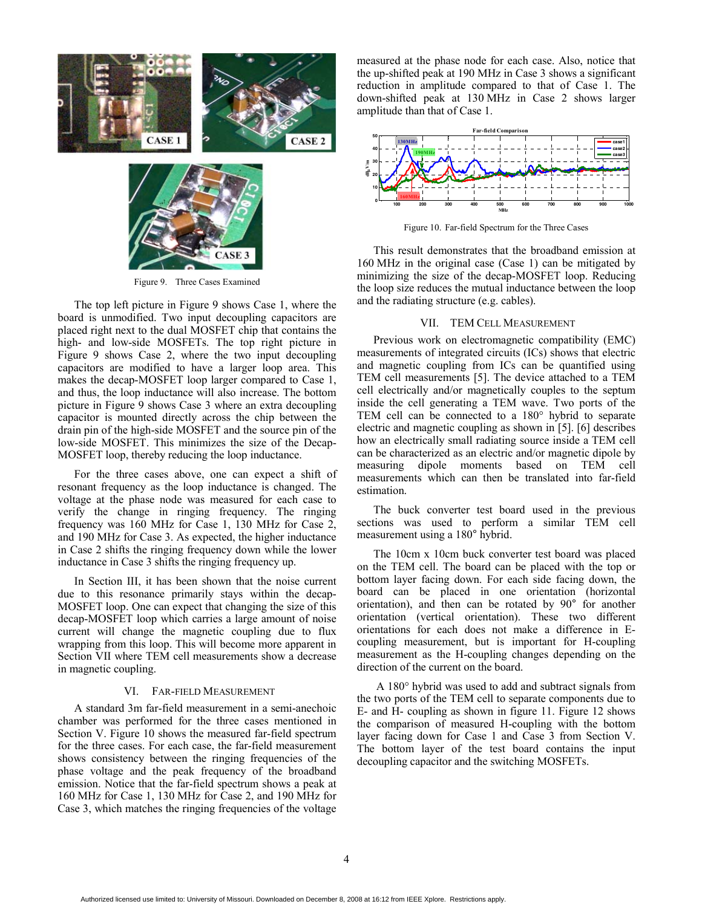Figure 9. Three Cases Examined

The top left picture in Figure 9 shows Case 1, where the board is unmodified. Two input decoupling capacitors are placed right next to the dual MOSFET chip that contains the high- and low-side MOSFETs. The top right picture in Figure 9 shows Case 2, where the two input decoupling capacitors are modified to have a larger loop area. This makes the decap-MOSFET loop larger compared to Case 1, and thus, the loop inductance will also increase. The bottom picture in Figure 9 shows Case 3 where an extra decoupling capacitor is mounted directly across the chip between the drain pin of the high-side MOSFET and the source pin of the low-side MOSFET. This minimizes the size of the Decap-MOSFET loop, thereby reducing the loop inductance.

For the three cases above, one can expect a shift of resonant frequency as the loop inductance is changed. The voltage at the phase node was measured for each case to verify the change in ringing frequency. The ringing frequency was 160 MHz for Case 1, 130 MHz for Case 2, and 190 MHz for Case 3. As expected, the higher inductance in Case 2 shifts the ringing frequency down while the lower inductance in Case 3 shifts the ringing frequency up.

In Section III, it has been shown that the noise current due to this resonance primarily stays within the decap-MOSFET loop. One can expect that changing the size of this decap-MOSFET loop which carries a large amount of noise current will change the magnetic coupling due to flux wrapping from this loop. This will become more apparent in Section VII where TEM cell measurements show a decrease in magnetic coupling.

## VI. Far-field Measurement

A standard 3m far-field measurement in a semi-anechoic chamber was performed for the three cases mentioned in Section V. Figure 10 shows the measured far-field spectrum for the three cases. For each case, the far-field measurement shows consistency between the ringing frequencies of the phase voltage and the peak frequency of the broadband emission. Notice that the far-field spectrum shows a peak at 160 MHz for Case 1, 130 MHz for Case 2, and 190 MHz for Case 3, which matches the ringing frequencies of the voltage measured at the phase node for each case. Also, notice that the up-shifted peak at 190 MHz in Case 3 shows a significant reduction in amplitude compared to that of Case 1. The down-shifted peak at 130 MHz in Case 2 shows larger amplitude than that of Case 1.

Figure 10. Far-field Spectrum for the Three Cases

This result demonstrates that the broadband emission at 160 MHz in the original case (Case 1) can be mitigated by minimizing the size of the decap-MOSFET loop. Reducing the loop size reduces the mutual inductance between the loop and the radiating structure (e.g. cables).

## VII. TEM Cell Measurement

Previous work on electromagnetic compatibility (EMC) measurements of integrated circuits (ICs) shows that electric and magnetic coupling from ICs can be quantified using TEM cell measurements [5]. The device attached to a TEM cell electrically and/or magnetically couples to the septum inside the cell generating a TEM wave. Two ports of the TEM cell can be connected to a 180° hybrid to separate electric and magnetic coupling as shown in [5]. [6] describes how an electrically small radiating source inside a TEM cell can be characterized as an electric and/or magnetic dipole by measuring dipole moments based on TEM cell measurements which can then be translated into far-field estimation.

The buck converter test board used in the previous sections was used to perform a similar TEM cell measurement using a 180° hybrid.

The 10cm x 10cm buck converter test board was placed on the TEM cell. The board can be placed with the top or bottom layer facing down. For each side facing down, the board can be placed in one orientation (horizontal orientation), and then can be rotated by 90° for another orientation (vertical orientation). These two different orientations for each does not make a difference in E-coupling measurement, but is important for H-coupling measurement as the H-coupling changes depending on the direction of the current on the board.

A 180° hybrid was used to add and subtract signals from the two ports of the TEM cell to separate components due to E- and H- coupling as shown in figure 11. Figure 12 shows the comparison of measured H-coupling with the bottom layer facing down for Case 1 and Case 3 from Section V. The bottom layer of the test board contains the input decoupling capacitor and the switching MOSFETs.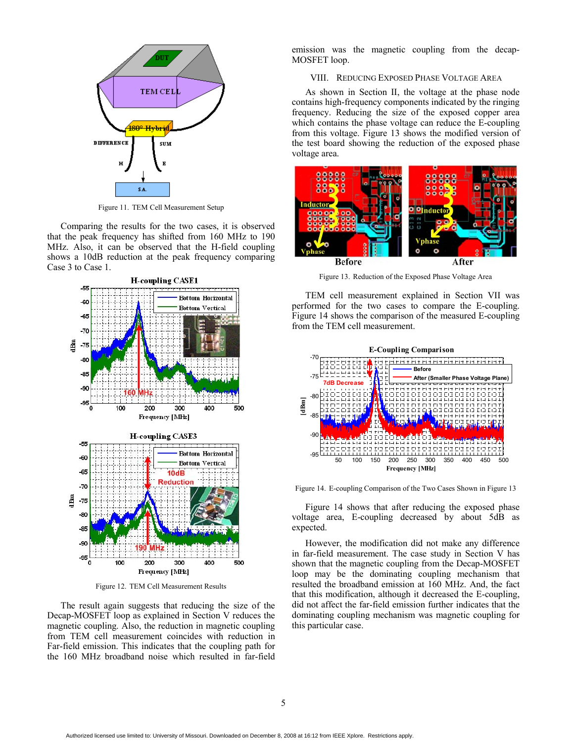Figure 11. TEM Cell Measurement Setup

Comparing the results for the two cases, it is observed that the peak frequency has shifted from 160 MHz to 190 MHz. Also, it can be observed that the H-field coupling shows a 10dB reduction at the peak frequency comparing Case 3 to Case 1.

Figure 12. TEM Cell Measurement Results

The result again suggests that reducing the size of the Decap-MOSFET loop as explained in Section V reduces the magnetic coupling. Also, the reduction in magnetic coupling from TEM cell measurement coincides with reduction in Far-field emission. This indicates that the coupling path for the 160 MHz broadband noise which resulted in far-field emission was the magnetic coupling from the decap-MOSFET loop.

## VIII. Reducing Exposed Phase Voltage Area

As shown in Section II, the voltage at the phase node contains high-frequency components indicated by the ringing frequency. Reducing the size of the exposed copper area which contains the phase voltage can reduce the E-coupling from this voltage. Figure 13 shows the modified version of the test board showing the reduction of the exposed phase voltage area.

Figure 13. Reduction of the Exposed Phase Voltage Area

TEM cell measurement explained in Section VII was performed for the two cases to compare the E-coupling. Figure 14 shows the comparison of the measured E-coupling from the TEM cell measurement.

Figure 14. E-coupling Comparison of the Two Cases Shown in Figure 13

Figure 14 shows that after reducing the exposed phase voltage area, E-coupling decreased by about 5dB as expected.

However, the modification did not make any difference in far-field measurement. The case study in Section V has shown that the magnetic coupling from the Decap-MOSFET loop may be the dominating coupling mechanism that resulted the broadband emission at 160 MHz. And, the fact that this modification, although it decreased the E-coupling, did not affect the far-field emission further indicates that the dominating coupling mechanism was magnetic coupling for this particular case.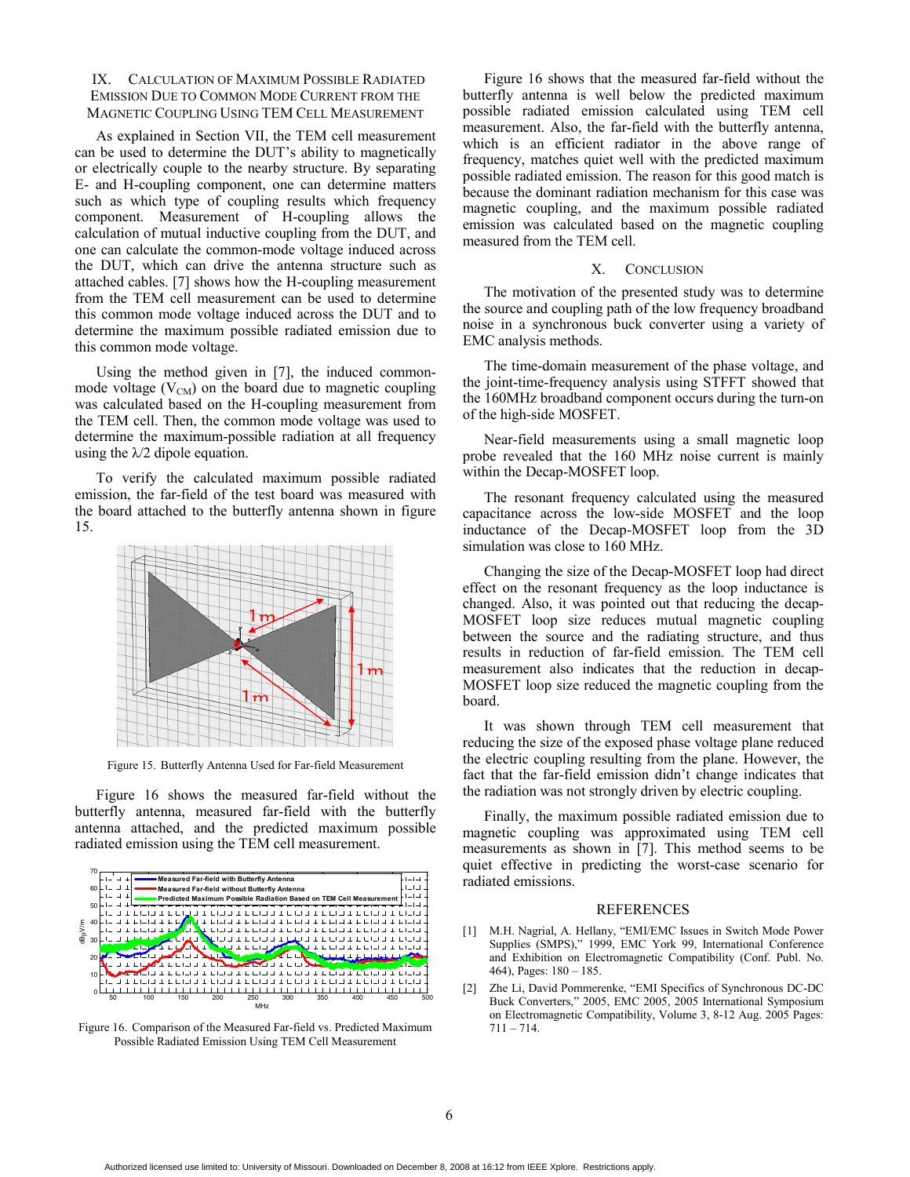## IX. Calculation of Maximum Possible Radiated Emission Due to Common Mode Current from the Magnetic Coupling Using TEM Cell Measurement

As explained in Section VII, the TEM cell measurement can be used to determine the DUT's ability to magnetically or electrically couple to the nearby structure. By separating E- and H-coupling component, one can determine matters such as which type of coupling results which frequency component. Measurement of H-coupling allows the calculation of mutual inductive coupling from the DUT, and one can calculate the common-mode voltage induced across the DUT, which can drive the antenna structure such as attached cables. [7] shows how the H-coupling measurement from the TEM cell measurement can be used to determine this common mode voltage induced across the DUT and to determine the maximum possible radiated emission due to this common mode voltage.

Using the method given in [7], the induced common-mode voltage ($V_{CM}$) on the board due to magnetic coupling was calculated based on the H-coupling measurement from the TEM cell. Then, the common mode voltage was used to determine the maximum-possible radiation at all frequency using the $\lambda/2$ dipole equation.

To verify the calculated maximum possible radiated emission, the far-field of the test board was measured with the board attached to the butterfly antenna shown in figure 15.

Figure 15. Butterfly Antenna Used for Far-field Measurement

Figure 16 shows the measured far-field without the butterfly antenna, measured far-field with the butterfly antenna attached, and the predicted maximum possible radiated emission using the TEM cell measurement.

Figure 16. Comparison of the Measured Far-field vs. Predicted Maximum Possible Radiated Emission Using TEM Cell Measurement

Figure 16 shows that the measured far-field without the butterfly antenna is well below the predicted maximum possible radiated emission calculated using TEM cell measurement. Also, the far-field with the butterfly antenna, which is an efficient radiator in the above range of frequency, matches quiet well with the predicted maximum possible radiated emission. The reason for this good match is because the dominant radiation mechanism for this case was magnetic coupling, and the maximum possible radiated emission was calculated based on the magnetic coupling measured from the TEM cell.

## X. Conclusion

The motivation of the presented study was to determine the source and coupling path of the low frequency broadband noise in a synchronous buck converter using a variety of EMC analysis methods.

The time-domain measurement of the phase voltage, and the joint-time-frequency analysis using STFFT showed that the 160MHz broadband component occurs during the turn-on of the high-side MOSFET.

Near-field measurements using a small magnetic loop probe revealed that the 160 MHz noise current is mainly within the Decap-MOSFET loop.

The resonant frequency calculated using the measured capacitance across the low-side MOSFET and the loop inductance of the Decap-MOSFET loop from the 3D simulation was close to 160 MHz.

Changing the size of the Decap-MOSFET loop had direct effect on the resonant frequency as the loop inductance is changed. Also, it was pointed out that reducing the decap-MOSFET loop size reduces mutual magnetic coupling between the source and the radiating structure, and thus results in reduction of far-field emission. The TEM cell measurement also indicates that the reduction in decap-MOSFET loop size reduced the magnetic coupling from the board.

It was shown through TEM cell measurement that reducing the size of the exposed phase voltage plane reduced the electric coupling resulting from the plane. However, the fact that the far-field emission didn't change indicates that the radiation was not strongly driven by electric coupling.

Finally, the maximum possible radiated emission due to magnetic coupling was approximated using TEM cell measurements as shown in [7]. This method seems to be quiet effective in predicting the worst-case scenario for radiated emissions.

## References

[1] M.H. Nagrial, A. Hellany, "EMI/EMC Issues in Switch Mode Power Supplies (SMPS)," 1999, EMC York 99, International Conference and Exhibition on Electromagnetic Compatibility (Conf. Publ. No. 464), Pages: 180 – 185.

[2] Zhe Li, David Pommerenke, "EMI Specifics of Synchronous DC-DC Buck Converters," 2005, EMC 2005, 2005 International Symposium on Electromagnetic Compatibility, Volume 3, 8-12 Aug. 2005 Pages: 711 – 714.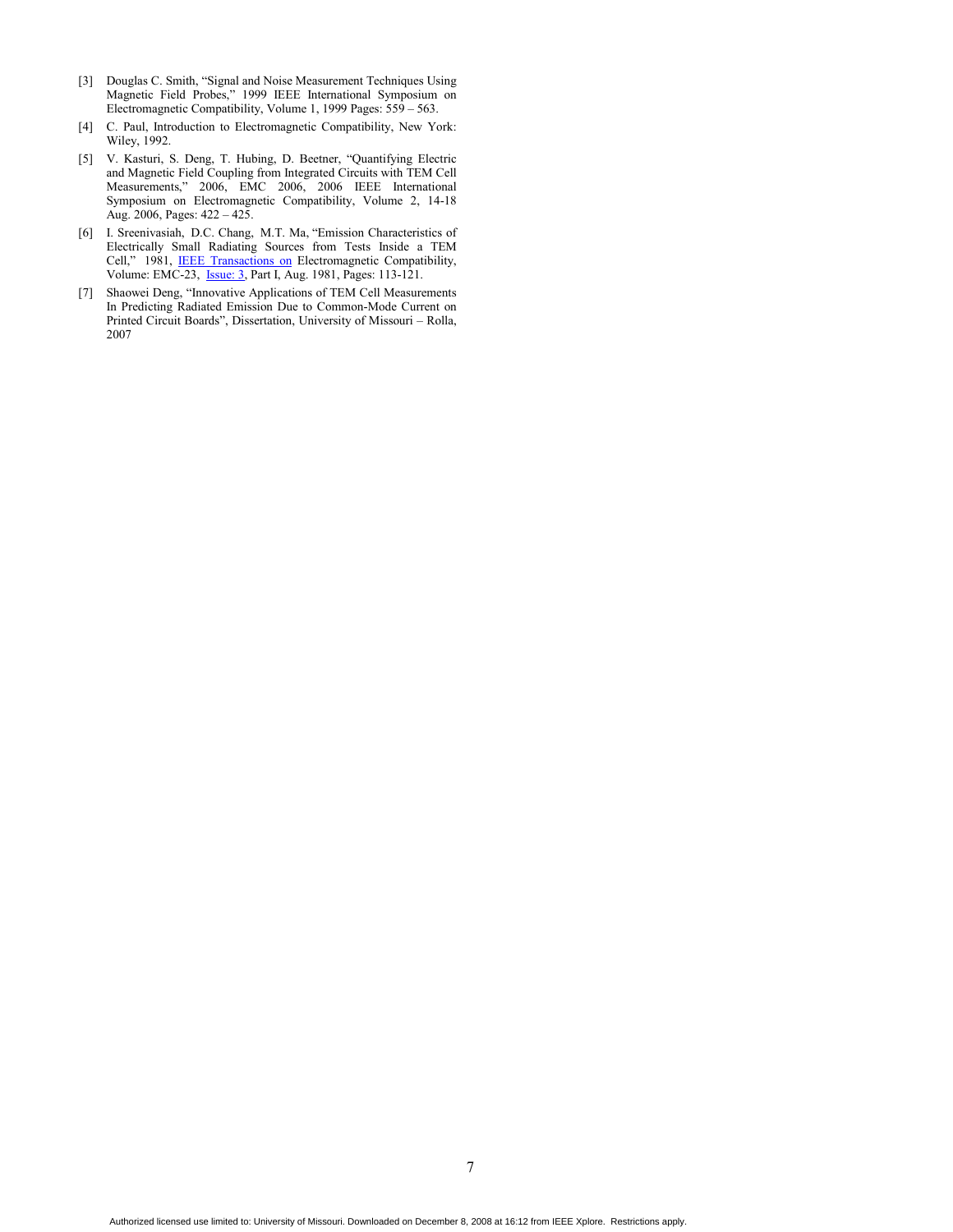[3] Douglas C. Smith, "Signal and Noise Measurement Techniques Using Magnetic Field Probes," 1999 IEEE International Symposium on Electromagnetic Compatibility, Volume 1, 1999 Pages: 559 – 563.

[4] C. Paul, Introduction to Electromagnetic Compatibility, New York: Wiley, 1992.

[5] V. Kasturi, S. Deng, T. Hubing, D. Beetner, "Quantifying Electric and Magnetic Field Coupling from Integrated Circuits with TEM Cell Measurements," 2006, EMC 2006, 2006 IEEE International Symposium on Electromagnetic Compatibility, Volume 2, 14-18 Aug. 2006, Pages: 422 – 425.

[6] I. Sreenivasiah, D.C. Chang, M.T. Ma, "Emission Characteristics of Electrically Small Radiating Sources from Tests Inside a TEM Cell," 1981, IEEE Transactions on Electromagnetic Compatibility, Volume: EMC-23, Issue: 3, Part I, Aug. 1981, Pages: 113-121.

[7] Shaowei Deng, "Innovative Applications of TEM Cell Measurements In Predicting Radiated Emission Due to Common-Mode Current on Printed Circuit Boards", Dissertation, University of Missouri – Rolla, 2007